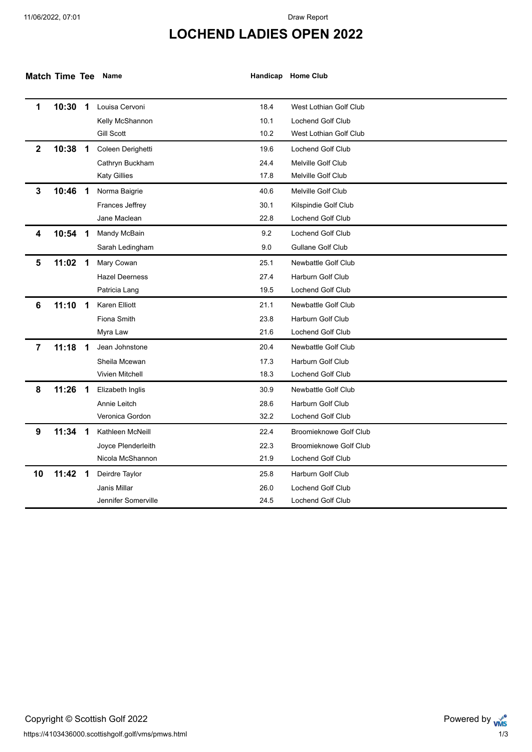# LOCHEND LADIES OPEN 2022

| Match | Time | Tee | Name | Handicap | Home Club |
|---|---|---|---|---|---|
| 1 | 10:30 | 1 | Louisa Cervoni | 18.4 | West Lothian Golf Club |
| | | | Kelly McShannon | 10.1 | Lochend Golf Club |
| | | | Gill Scott | 10.2 | West Lothian Golf Club |
| 2 | 10:38 | 1 | Coleen Derighetti | 19.6 | Lochend Golf Club |
| | | | Cathryn Buckham | 24.4 | Melville Golf Club |
| | | | Katy Gillies | 17.8 | Melville Golf Club |
| 3 | 10:46 | 1 | Norma Baigrie | 40.6 | Melville Golf Club |
| | | | Frances Jeffrey | 30.1 | Kilspindie Golf Club |
| | | | Jane Maclean | 22.8 | Lochend Golf Club |
| 4 | 10:54 | 1 | Mandy McBain | 9.2 | Lochend Golf Club |
| | | | Sarah Ledingham | 9.0 | Gullane Golf Club |
| 5 | 11:02 | 1 | Mary Cowan | 25.1 | Newbattle Golf Club |
| | | | Hazel Deerness | 27.4 | Harburn Golf Club |
| | | | Patricia Lang | 19.5 | Lochend Golf Club |
| 6 | 11:10 | 1 | Karen Elliott | 21.1 | Newbattle Golf Club |
| | | | Fiona Smith | 23.8 | Harburn Golf Club |
| | | | Myra Law | 21.6 | Lochend Golf Club |
| 7 | 11:18 | 1 | Jean Johnstone | 20.4 | Newbattle Golf Club |
| | | | Sheila Mcewan | 17.3 | Harburn Golf Club |
| | | | Vivien Mitchell | 18.3 | Lochend Golf Club |
| 8 | 11:26 | 1 | Elizabeth Inglis | 30.9 | Newbattle Golf Club |
| | | | Annie Leitch | 28.6 | Harburn Golf Club |
| | | | Veronica Gordon | 32.2 | Lochend Golf Club |
| 9 | 11:34 | 1 | Kathleen McNeill | 22.4 | Broomieknowe Golf Club |
| | | | Joyce Plenderleith | 22.3 | Broomieknowe Golf Club |
| | | | Nicola McShannon | 21.9 | Lochend Golf Club |
| 10 | 11:42 | 1 | Deirdre Taylor | 25.8 | Harburn Golf Club |
| | | | Janis Millar | 26.0 | Lochend Golf Club |
| | | | Jennifer Somerville | 24.5 | Lochend Golf Club |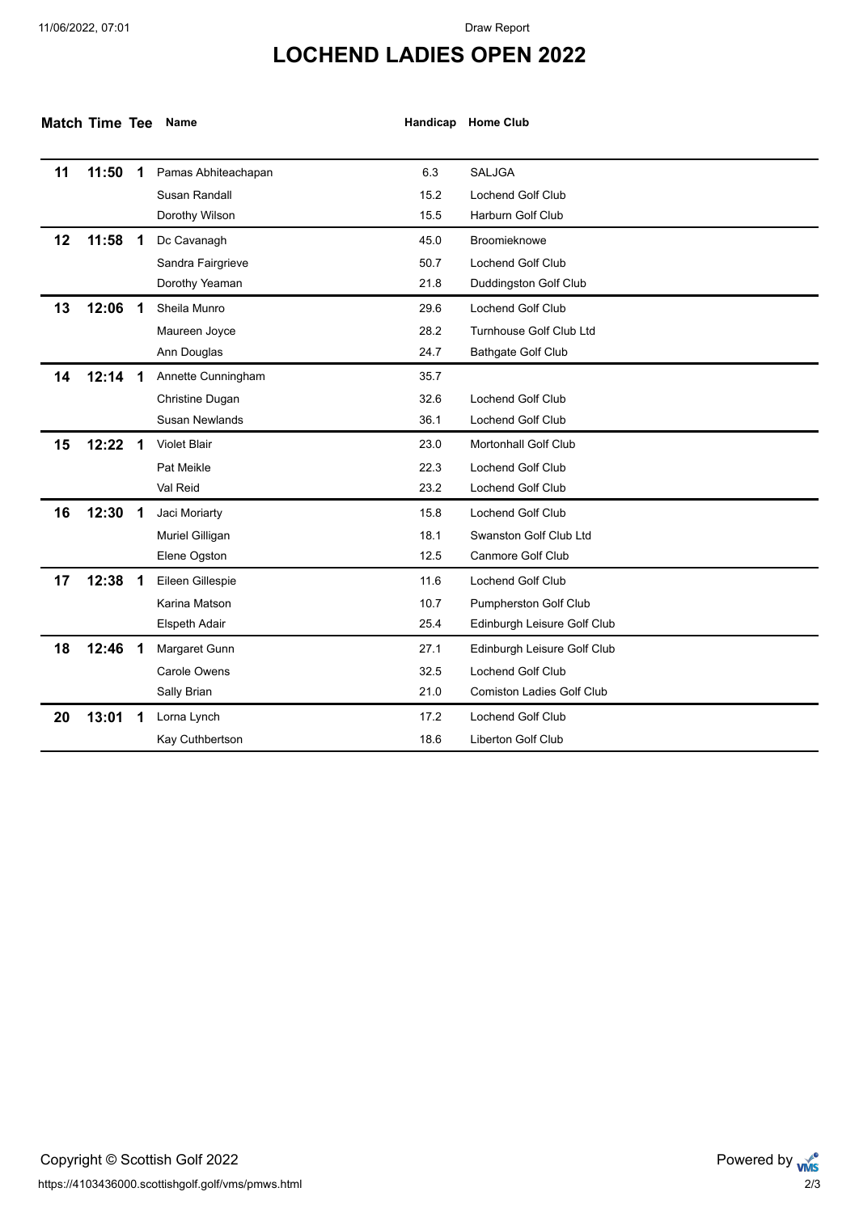# LOCHEND LADIES OPEN 2022

| Match | Time | Tee | Name | Handicap | Home Club |
|---|---|---|---|---|---|
| 11 | 11:50 | 1 | Pamas Abhiteachapan | 6.3 | SALJGA |
| | | | Susan Randall | 15.2 | Lochend Golf Club |
| | | | Dorothy Wilson | 15.5 | Harburn Golf Club |
| 12 | 11:58 | 1 | Dc Cavanagh | 45.0 | Broomieknowe |
| | | | Sandra Fairgrieve | 50.7 | Lochend Golf Club |
| | | | Dorothy Yeaman | 21.8 | Duddingston Golf Club |
| 13 | 12:06 | 1 | Sheila Munro | 29.6 | Lochend Golf Club |
| | | | Maureen Joyce | 28.2 | Turnhouse Golf Club Ltd |
| | | | Ann Douglas | 24.7 | Bathgate Golf Club |
| 14 | 12:14 | 1 | Annette Cunningham | 35.7 | |
| | | | Christine Dugan | 32.6 | Lochend Golf Club |
| | | | Susan Newlands | 36.1 | Lochend Golf Club |
| 15 | 12:22 | 1 | Violet Blair | 23.0 | Mortonhall Golf Club |
| | | | Pat Meikle | 22.3 | Lochend Golf Club |
| | | | Val Reid | 23.2 | Lochend Golf Club |
| 16 | 12:30 | 1 | Jaci Moriarty | 15.8 | Lochend Golf Club |
| | | | Muriel Gilligan | 18.1 | Swanston Golf Club Ltd |
| | | | Elene Ogston | 12.5 | Canmore Golf Club |
| 17 | 12:38 | 1 | Eileen Gillespie | 11.6 | Lochend Golf Club |
| | | | Karina Matson | 10.7 | Pumpherston Golf Club |
| | | | Elspeth Adair | 25.4 | Edinburgh Leisure Golf Club |
| 18 | 12:46 | 1 | Margaret Gunn | 27.1 | Edinburgh Leisure Golf Club |
| | | | Carole Owens | 32.5 | Lochend Golf Club |
| | | | Sally Brian | 21.0 | Comiston Ladies Golf Club |
| 20 | 13:01 | 1 | Lorna Lynch | 17.2 | Lochend Golf Club |
| | | | Kay Cuthbertson | 18.6 | Liberton Golf Club |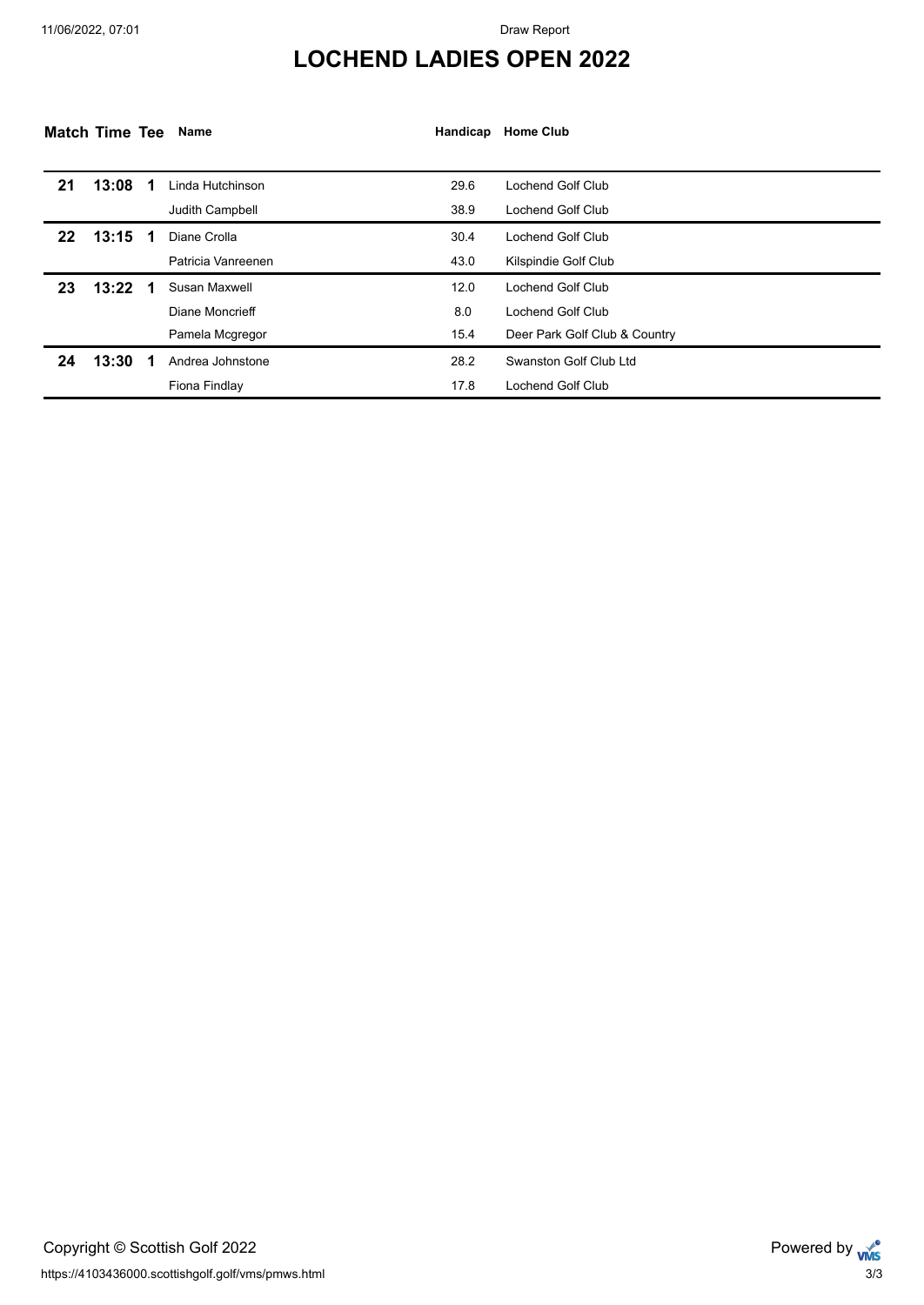# LOCHEND LADIES OPEN 2022

| Match | Time | Tee | Name | Handicap | Home Club |
|---|---|---|---|---|---|
| **21** | **13:08** | **1** | Linda Hutchinson | 29.6 | Lochend Golf Club |
| | | | Judith Campbell | 38.9 | Lochend Golf Club |
| **22** | **13:15** | **1** | Diane Crolla | 30.4 | Lochend Golf Club |
| | | | Patricia Vanreenen | 43.0 | Kilspindie Golf Club |
| **23** | **13:22** | **1** | Susan Maxwell | 12.0 | Lochend Golf Club |
| | | | Diane Moncrieff | 8.0 | Lochend Golf Club |
| | | | Pamela Mcgregor | 15.4 | Deer Park Golf Club & Country |
| **24** | **13:30** | **1** | Andrea Johnstone | 28.2 | Swanston Golf Club Ltd |
| | | | Fiona Findlay | 17.8 | Lochend Golf Club |